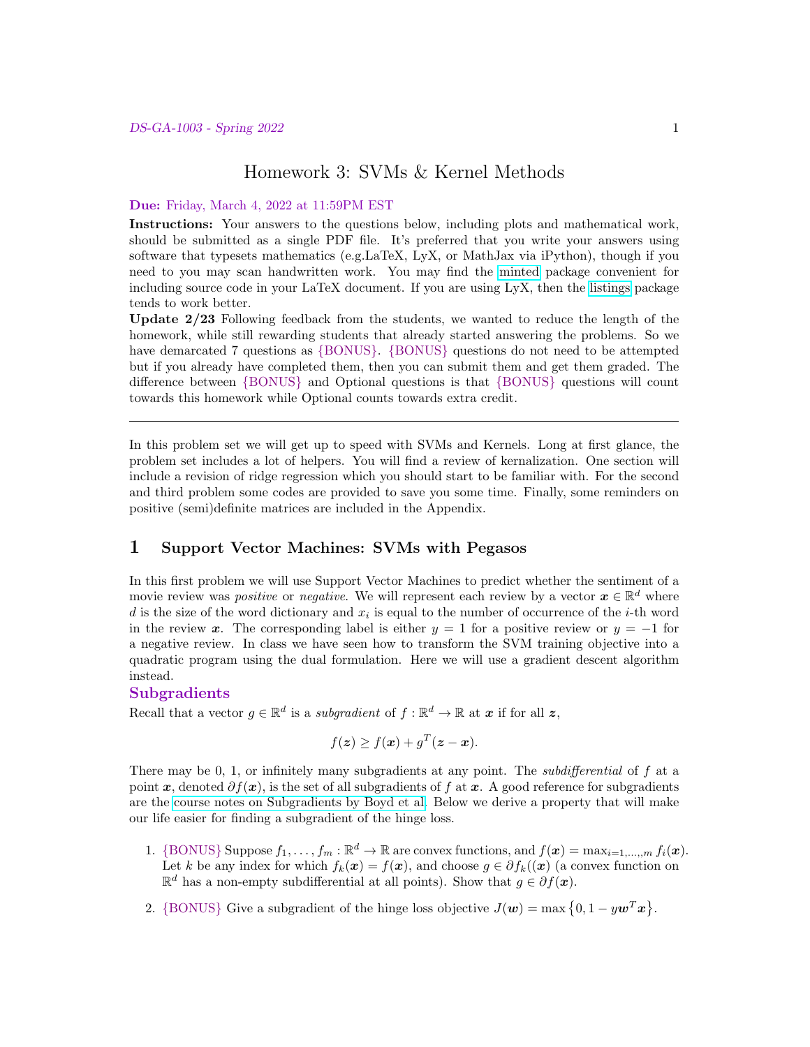# Homework 3: SVMs & Kernel Methods

**Due:** Friday, March 4, 2022 at 11:59PM EST

**Instructions:** Your answers to the questions below, including plots and mathematical work, should be submitted as a single PDF file. It's preferred that you write your answers using software that typesets mathematics (e.g.LaTeX, LyX, or MathJax via iPython), though if you need to you may scan handwritten work. You may find the minted package convenient for including source code in your LaTeX document. If you are using LyX, then the listings package tends to work better.

**Update 2/23** Following feedback from the students, we wanted to reduce the length of the homework, while still rewarding students that already started answering the problems. So we have demarcated 7 questions as {BONUS}. {BONUS} questions do not need to be attempted but if you already have completed them, then you can submit them and get them graded. The difference between {BONUS} and Optional questions is that {BONUS} questions will count towards this homework while Optional counts towards extra credit.

---

In this problem set we will get up to speed with SVMs and Kernels. Long at first glance, the problem set includes a lot of helpers. You will find a review of kernalization. One section will include a revision of ridge regression which you should start to be familiar with. For the second and third problem some codes are provided to save you some time. Finally, some reminders on positive (semi)definite matrices are included in the Appendix.

## 1 Support Vector Machines: SVMs with Pegasos

In this first problem we will use Support Vector Machines to predict whether the sentiment of a movie review was *positive* or *negative*. We will represent each review by a vector $\boldsymbol{x} \in \mathbb{R}^d$ where $d$ is the size of the word dictionary and $x_i$ is equal to the number of occurrence of the $i$-th word in the review $\boldsymbol{x}$. The corresponding label is either $y = 1$ for a positive review or $y = -1$ for a negative review. In class we have seen how to transform the SVM training objective into a quadratic program using the dual formulation. Here we will use a gradient descent algorithm instead.

### Subgradients

Recall that a vector $g \in \mathbb{R}^d$ is a *subgradient* of $f : \mathbb{R}^d \to \mathbb{R}$ at $\boldsymbol{x}$ if for all $\boldsymbol{z}$,

$$f(\boldsymbol{z}) \geq f(\boldsymbol{x}) + g^T(\boldsymbol{z} - \boldsymbol{x}).$$

There may be 0, 1, or infinitely many subgradients at any point. The *subdifferential* of $f$ at a point $\boldsymbol{x}$, denoted $\partial f(\boldsymbol{x})$, is the set of all subgradients of $f$ at $\boldsymbol{x}$. A good reference for subgradients are the course notes on Subgradients by Boyd et al. Below we derive a property that will make our life easier for finding a subgradient of the hinge loss.

1. {BONUS} Suppose $f_1, \ldots, f_m : \mathbb{R}^d \to \mathbb{R}$ are convex functions, and $f(\boldsymbol{x}) = \max_{i=1,\ldots,,m} f_i(\boldsymbol{x})$. Let $k$ be any index for which $f_k(\boldsymbol{x}) = f(\boldsymbol{x})$, and choose $g \in \partial f_k((\boldsymbol{x})$ (a convex function on $\mathbb{R}^d$ has a non-empty subdifferential at all points). Show that $g \in \partial f(\boldsymbol{x})$.

2. {BONUS} Give a subgradient of the hinge loss objective $J(\boldsymbol{w}) = \max\left\{0, 1 - y\boldsymbol{w}^T\boldsymbol{x}\right\}$.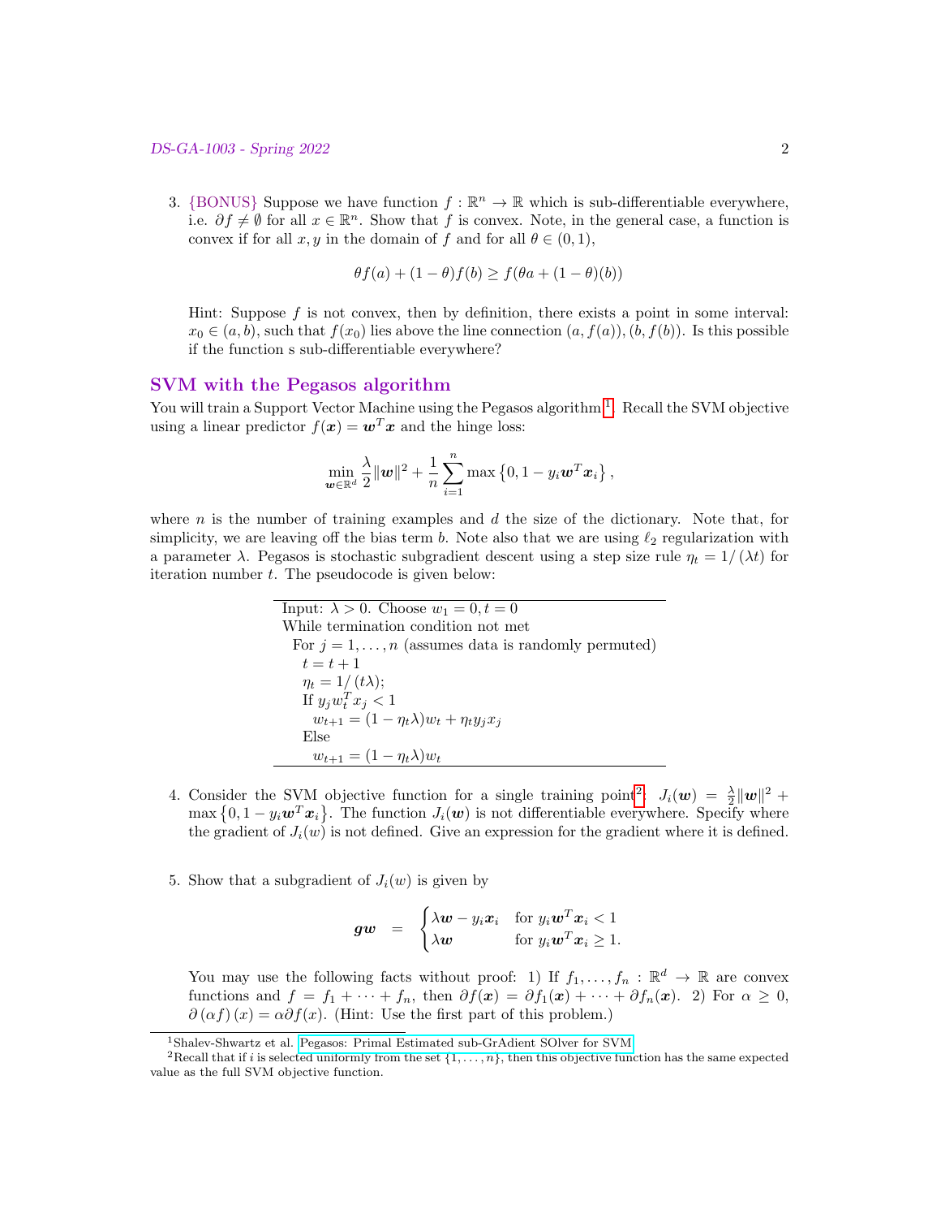3. {BONUS} Suppose we have function $f : \mathbb{R}^n \to \mathbb{R}$ which is sub-differentiable everywhere, i.e. $\partial f \neq \emptyset$ for all $x \in \mathbb{R}^n$. Show that $f$ is convex. Note, in the general case, a function is convex if for all $x, y$ in the domain of $f$ and for all $\theta \in (0, 1)$,

$$\theta f(a) + (1-\theta) f(b) \geq f(\theta a + (1-\theta)(b))$$

Hint: Suppose $f$ is not convex, then by definition, there exists a point in some interval: $x_0 \in (a, b)$, such that $f(x_0)$ lies above the line connection $(a, f(a)), (b, f(b))$. Is this possible if the function s sub-differentiable everywhere?

## SVM with the Pegasos algorithm

You will train a Support Vector Machine using the Pegasos algorithm[1]. Recall the SVM objective using a linear predictor $f(\boldsymbol{x}) = \boldsymbol{w}^T \boldsymbol{x}$ and the hinge loss:

$$\min_{\boldsymbol{w} \in \mathbb{R}^d} \frac{\lambda}{2} \|\boldsymbol{w}\|^2 + \frac{1}{n} \sum_{i=1}^{n} \max\left\{0, 1 - y_i \boldsymbol{w}^T \boldsymbol{x}_i\right\},$$

where $n$ is the number of training examples and $d$ the size of the dictionary. Note that, for simplicity, we are leaving off the bias term $b$. Note also that we are using $\ell_2$ regularization with a parameter $\lambda$. Pegasos is stochastic subgradient descent using a step size rule $\eta_t = 1/(\lambda t)$ for iteration number $t$. The pseudocode is given below:

```
Input: λ > 0. Choose w_1 = 0, t = 0
While termination condition not met
  For j = 1, ..., n (assumes data is randomly permuted)
    t = t + 1
    η_t = 1/(tλ);
    If y_j w_t^T x_j < 1
      w_{t+1} = (1 − η_t λ) w_t + η_t y_j x_j
    Else
      w_{t+1} = (1 − η_t λ) w_t
```

4. Consider the SVM objective function for a single training point[2]: $J_i(\boldsymbol{w}) = \frac{\lambda}{2}\|\boldsymbol{w}\|^2 + \max\left\{0, 1 - y_i \boldsymbol{w}^T \boldsymbol{x}_i\right\}$. The function $J_i(\boldsymbol{w})$ is not differentiable everywhere. Specify where the gradient of $J_i(w)$ is not defined. Give an expression for the gradient where it is defined.

5. Show that a subgradient of $J_i(w)$ is given by

$$\boldsymbol{gw} \quad = \quad \begin{cases} \lambda \boldsymbol{w} - y_i \boldsymbol{x}_i & \text{for } y_i \boldsymbol{w}^T \boldsymbol{x}_i < 1 \\ \lambda \boldsymbol{w} & \text{for } y_i \boldsymbol{w}^T \boldsymbol{x}_i \geq 1. \end{cases}$$

You may use the following facts without proof: 1) If $f_1, \ldots, f_n : \mathbb{R}^d \to \mathbb{R}$ are convex functions and $f = f_1 + \cdots + f_n$, then $\partial f(\boldsymbol{x}) = \partial f_1(\boldsymbol{x}) + \cdots + \partial f_n(\boldsymbol{x})$. 2) For $\alpha \geq 0$, $\partial(\alpha f)(x) = \alpha \partial f(x)$. (Hint: Use the first part of this problem.)

[1] Shalev-Shwartz et al. Pegasos: Primal Estimated sub-GrAdient SOlver for SVM.

[2] Recall that if $i$ is selected uniformly from the set $\{1, \ldots, n\}$, then this objective function has the same expected value as the full SVM objective function.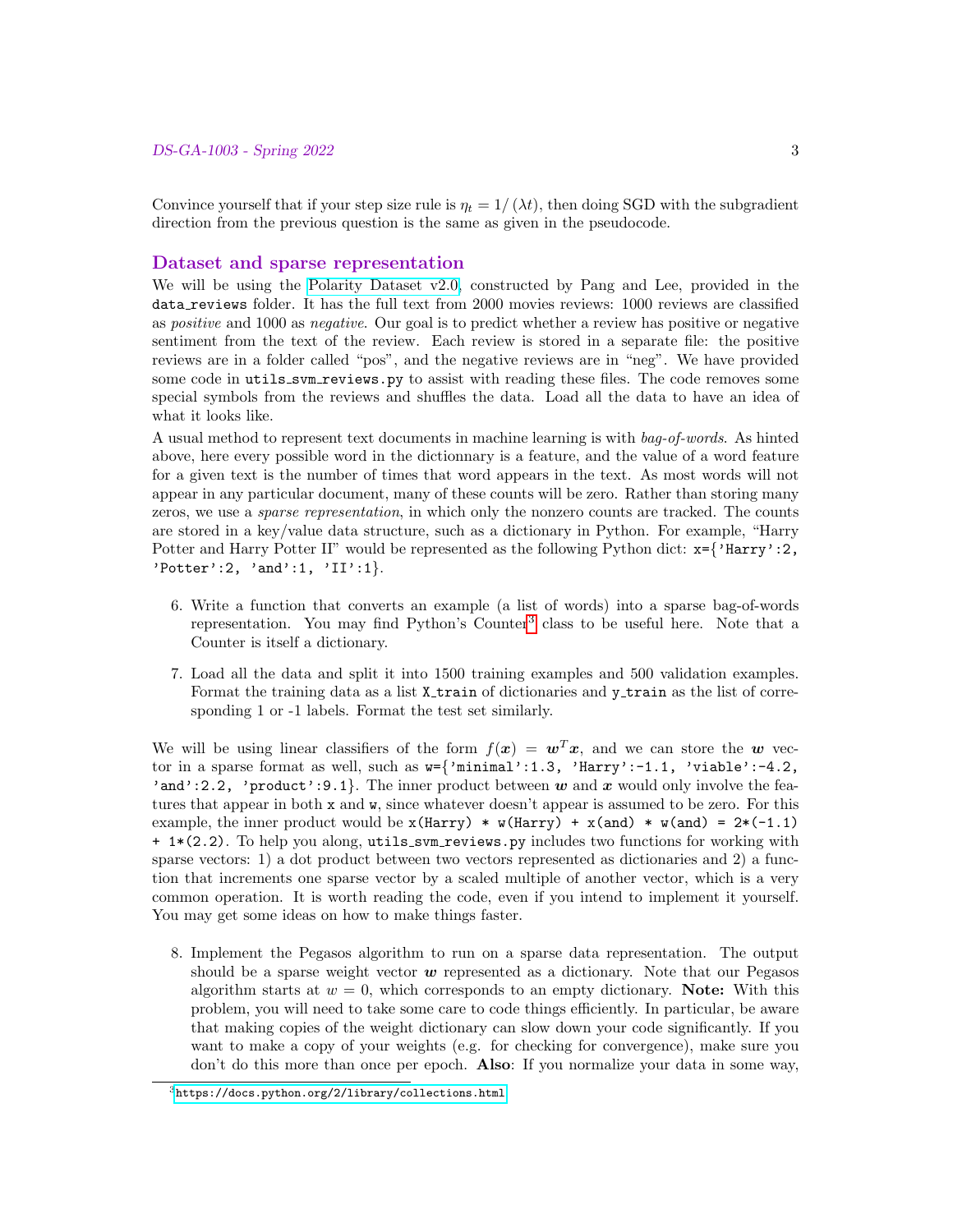Convince yourself that if your step size rule is $\eta_t = 1/(\lambda t)$, then doing SGD with the subgradient direction from the previous question is the same as given in the pseudocode.

## Dataset and sparse representation

We will be using the Polarity Dataset v2.0, constructed by Pang and Lee, provided in the `data_reviews` folder. It has the full text from 2000 movies reviews: 1000 reviews are classified as *positive* and 1000 as *negative*. Our goal is to predict whether a review has positive or negative sentiment from the text of the review. Each review is stored in a separate file: the positive reviews are in a folder called "pos", and the negative reviews are in "neg". We have provided some code in `utils_svm_reviews.py` to assist with reading these files. The code removes some special symbols from the reviews and shuffles the data. Load all the data to have an idea of what it looks like.

A usual method to represent text documents in machine learning is with *bag-of-words*. As hinted above, here every possible word in the dictionnary is a feature, and the value of a word feature for a given text is the number of times that word appears in the text. As most words will not appear in any particular document, many of these counts will be zero. Rather than storing many zeros, we use a *sparse representation*, in which only the nonzero counts are tracked. The counts are stored in a key/value data structure, such as a dictionary in Python. For example, "Harry Potter and Harry Potter II" would be represented as the following Python dict: `x={'Harry':2, 'Potter':2, 'and':1, 'II':1}`.

6. Write a function that converts an example (a list of words) into a sparse bag-of-words representation. You may find Python's Counter[3] class to be useful here. Note that a Counter is itself a dictionary.

7. Load all the data and split it into 1500 training examples and 500 validation examples. Format the training data as a list `X_train` of dictionaries and `y_train` as the list of corresponding 1 or -1 labels. Format the test set similarly.

We will be using linear classifiers of the form $f(\boldsymbol{x}) = \boldsymbol{w}^T \boldsymbol{x}$, and we can store the $\boldsymbol{w}$ vector in a sparse format as well, such as `w={'minimal':1.3, 'Harry':-1.1, 'viable':-4.2, 'and':2.2, 'product':9.1}`. The inner product between $\boldsymbol{w}$ and $\boldsymbol{x}$ would only involve the features that appear in both `x` and `w`, since whatever doesn't appear is assumed to be zero. For this example, the inner product would be `x(Harry) * w(Harry) + x(and) * w(and) = 2*(-1.1) + 1*(2.2)`. To help you along, `utils_svm_reviews.py` includes two functions for working with sparse vectors: 1) a dot product between two vectors represented as dictionaries and 2) a function that increments one sparse vector by a scaled multiple of another vector, which is a very common operation. It is worth reading the code, even if you intend to implement it yourself. You may get some ideas on how to make things faster.

8. Implement the Pegasos algorithm to run on a sparse data representation. The output should be a sparse weight vector $\boldsymbol{w}$ represented as a dictionary. Note that our Pegasos algorithm starts at $w = 0$, which corresponds to an empty dictionary. **Note:** With this problem, you will need to take some care to code things efficiently. In particular, be aware that making copies of the weight dictionary can slow down your code significantly. If you want to make a copy of your weights (e.g. for checking for convergence), make sure you don't do this more than once per epoch. **Also**: If you normalize your data in some way,

[3] https://docs.python.org/2/library/collections.html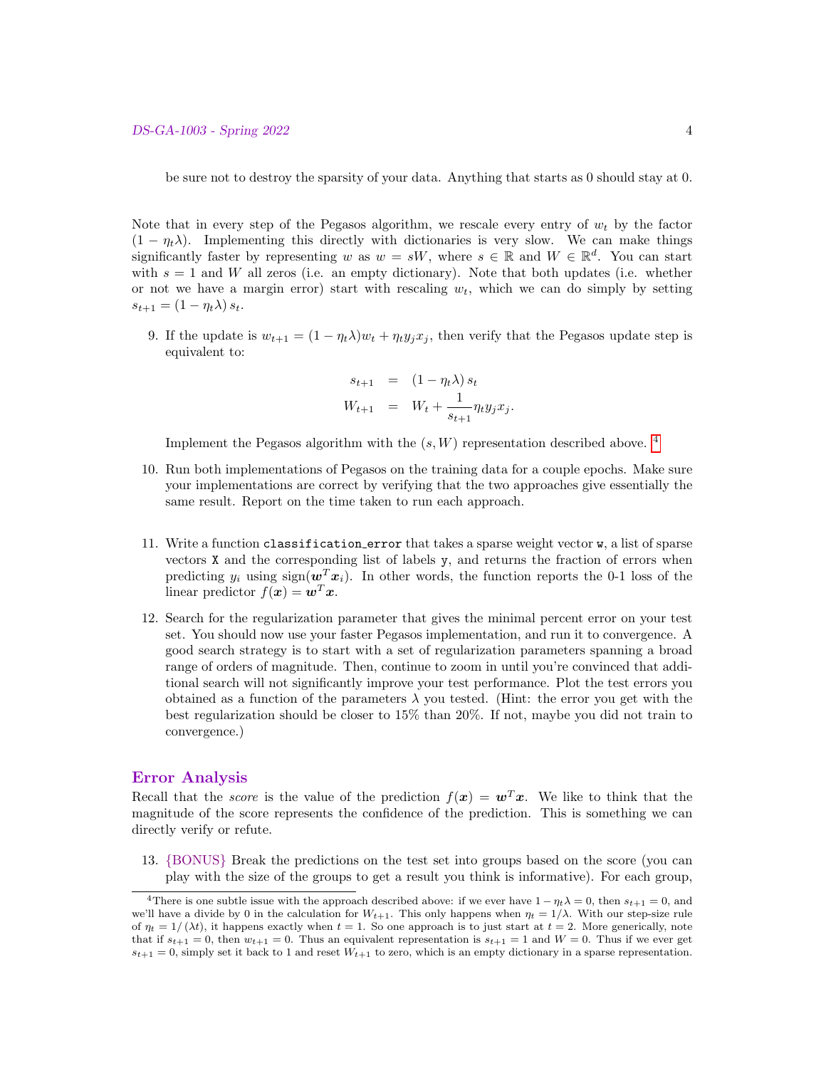be sure not to destroy the sparsity of your data. Anything that starts as 0 should stay at 0.

Note that in every step of the Pegasos algorithm, we rescale every entry of $w_t$ by the factor $(1 - \eta_t \lambda)$. Implementing this directly with dictionaries is very slow. We can make things significantly faster by representing $w$ as $w = sW$, where $s \in \mathbb{R}$ and $W \in \mathbb{R}^d$. You can start with $s = 1$ and $W$ all zeros (i.e. an empty dictionary). Note that both updates (i.e. whether or not we have a margin error) start with rescaling $w_t$, which we can do simply by setting $s_{t+1} = (1 - \eta_t \lambda) s_t$.

9. If the update is $w_{t+1} = (1 - \eta_t \lambda) w_t + \eta_t y_j x_j$, then verify that the Pegasos update step is equivalent to:

$$
\begin{aligned}
s_{t+1} &= (1 - \eta_t \lambda) s_t \\
W_{t+1} &= W_t + \frac{1}{s_{t+1}} \eta_t y_j x_j.
\end{aligned}
$$

   Implement the Pegasos algorithm with the $(s, W)$ representation described above. [4]

10. Run both implementations of Pegasos on the training data for a couple epochs. Make sure your implementations are correct by verifying that the two approaches give essentially the same result. Report on the time taken to run each approach.

11. Write a function `classification_error` that takes a sparse weight vector `w`, a list of sparse vectors `X` and the corresponding list of labels `y`, and returns the fraction of errors when predicting $y_i$ using $\text{sign}(\boldsymbol{w}^T \boldsymbol{x}_i)$. In other words, the function reports the 0-1 loss of the linear predictor $f(\boldsymbol{x}) = \boldsymbol{w}^T \boldsymbol{x}$.

12. Search for the regularization parameter that gives the minimal percent error on your test set. You should now use your faster Pegasos implementation, and run it to convergence. A good search strategy is to start with a set of regularization parameters spanning a broad range of orders of magnitude. Then, continue to zoom in until you're convinced that additional search will not significantly improve your test performance. Plot the test errors you obtained as a function of the parameters $\lambda$ you tested. (Hint: the error you get with the best regularization should be closer to 15% than 20%. If not, maybe you did not train to convergence.)

## Error Analysis

Recall that the *score* is the value of the prediction $f(\boldsymbol{x}) = \boldsymbol{w}^T \boldsymbol{x}$. We like to think that the magnitude of the score represents the confidence of the prediction. This is something we can directly verify or refute.

13. {BONUS} Break the predictions on the test set into groups based on the score (you can play with the size of the groups to get a result you think is informative). For each group,

[4] There is one subtle issue with the approach described above: if we ever have $1 - \eta_t \lambda = 0$, then $s_{t+1} = 0$, and we'll have a divide by 0 in the calculation for $W_{t+1}$. This only happens when $\eta_t = 1/\lambda$. With our step-size rule of $\eta_t = 1/(\lambda t)$, it happens exactly when $t = 1$. So one approach is to just start at $t = 2$. More generically, note that if $s_{t+1} = 0$, then $w_{t+1} = 0$. Thus an equivalent representation is $s_{t+1} = 1$ and $W = 0$. Thus if we ever get $s_{t+1} = 0$, simply set it back to 1 and reset $W_{t+1}$ to zero, which is an empty dictionary in a sparse representation.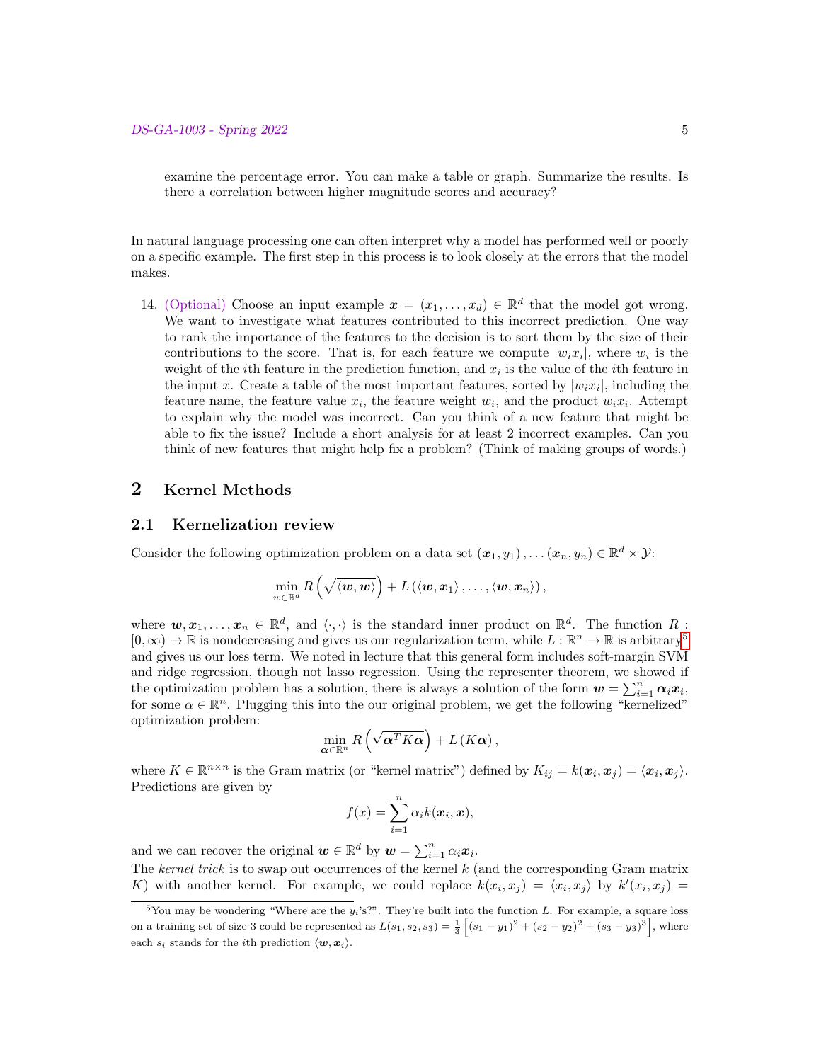examine the percentage error. You can make a table or graph. Summarize the results. Is there a correlation between higher magnitude scores and accuracy?

In natural language processing one can often interpret why a model has performed well or poorly on a specific example. The first step in this process is to look closely at the errors that the model makes.

14. (Optional) Choose an input example $\boldsymbol{x} = (x_1, \ldots, x_d) \in \mathbb{R}^d$ that the model got wrong. We want to investigate what features contributed to this incorrect prediction. One way to rank the importance of the features to the decision is to sort them by the size of their contributions to the score. That is, for each feature we compute $|w_i x_i|$, where $w_i$ is the weight of the $i$th feature in the prediction function, and $x_i$ is the value of the $i$th feature in the input $x$. Create a table of the most important features, sorted by $|w_i x_i|$, including the feature name, the feature value $x_i$, the feature weight $w_i$, and the product $w_i x_i$. Attempt to explain why the model was incorrect. Can you think of a new feature that might be able to fix the issue? Include a short analysis for at least 2 incorrect examples. Can you think of new features that might help fix a problem? (Think of making groups of words.)

## 2 Kernel Methods

### 2.1 Kernelization review

Consider the following optimization problem on a data set $(\boldsymbol{x}_1, y_1), \ldots (\boldsymbol{x}_n, y_n) \in \mathbb{R}^d \times \mathcal{Y}$:

$$\min_{w \in \mathbb{R}^d} R\left(\sqrt{\langle \boldsymbol{w}, \boldsymbol{w} \rangle}\right) + L\left(\langle \boldsymbol{w}, \boldsymbol{x}_1 \rangle, \ldots, \langle \boldsymbol{w}, \boldsymbol{x}_n \rangle\right),$$

where $\boldsymbol{w}, \boldsymbol{x}_1, \ldots, \boldsymbol{x}_n \in \mathbb{R}^d$, and $\langle \cdot, \cdot \rangle$ is the standard inner product on $\mathbb{R}^d$. The function $R : [0, \infty) \to \mathbb{R}$ is nondecreasing and gives us our regularization term, while $L : \mathbb{R}^n \to \mathbb{R}$ is arbitrary[5] and gives us our loss term. We noted in lecture that this general form includes soft-margin SVM and ridge regression, though not lasso regression. Using the representer theorem, we showed if the optimization problem has a solution, there is always a solution of the form $\boldsymbol{w} = \sum_{i=1}^n \boldsymbol{\alpha}_i \boldsymbol{x}_i$, for some $\alpha \in \mathbb{R}^n$. Plugging this into the our original problem, we get the following "kernelized" optimization problem:

$$\min_{\boldsymbol{\alpha} \in \mathbb{R}^n} R\left(\sqrt{\boldsymbol{\alpha}^T K \boldsymbol{\alpha}}\right) + L\left(K\boldsymbol{\alpha}\right),$$

where $K \in \mathbb{R}^{n \times n}$ is the Gram matrix (or "kernel matrix") defined by $K_{ij} = k(\boldsymbol{x}_i, \boldsymbol{x}_j) = \langle \boldsymbol{x}_i, \boldsymbol{x}_j \rangle$. Predictions are given by

$$f(x) = \sum_{i=1}^n \alpha_i k(\boldsymbol{x}_i, \boldsymbol{x}),$$

and we can recover the original $\boldsymbol{w} \in \mathbb{R}^d$ by $\boldsymbol{w} = \sum_{i=1}^n \alpha_i \boldsymbol{x}_i$.

The *kernel trick* is to swap out occurrences of the kernel $k$ (and the corresponding Gram matrix $K$) with another kernel. For example, we could replace $k(x_i, x_j) = \langle x_i, x_j \rangle$ by $k'(x_i, x_j) =$

[5] You may be wondering "Where are the $y_i$'s?". They're built into the function $L$. For example, a square loss on a training set of size 3 could be represented as $L(s_1, s_2, s_3) = \frac{1}{3}\left[(s_1 - y_1)^2 + (s_2 - y_2)^2 + (s_3 - y_3)^3\right]$, where each $s_i$ stands for the $i$th prediction $\langle \boldsymbol{w}, \boldsymbol{x}_i \rangle$.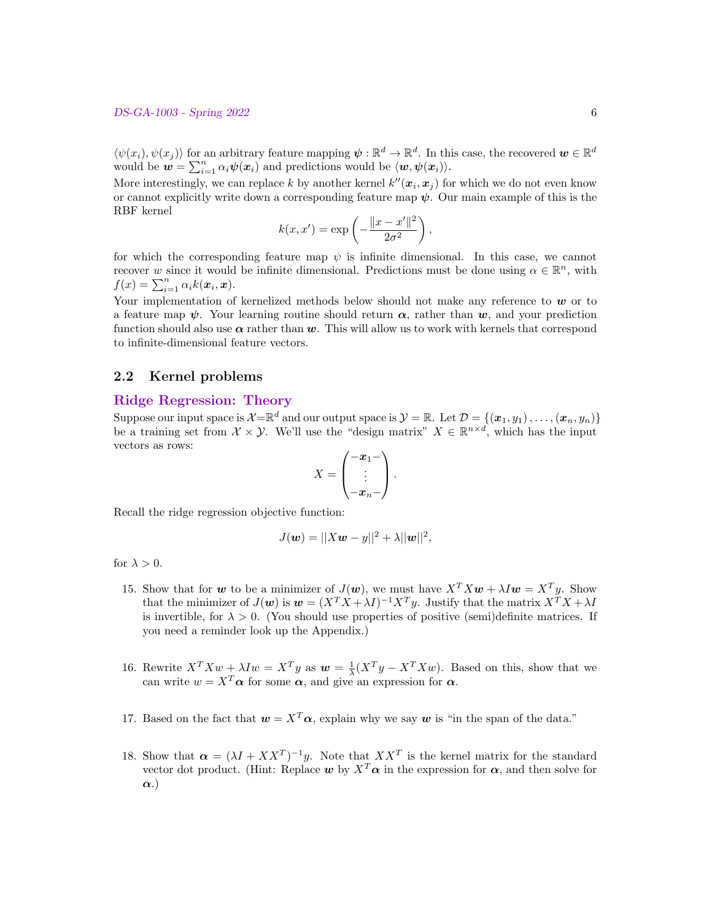$\langle \psi(x_i), \psi(x_j) \rangle$ for an arbitrary feature mapping $\boldsymbol{\psi} : \mathbb{R}^d \to \mathbb{R}^d$. In this case, the recovered $\boldsymbol{w} \in \mathbb{R}^d$ would be $\boldsymbol{w} = \sum_{i=1}^n \alpha_i \boldsymbol{\psi}(\boldsymbol{x}_i)$ and predictions would be $\langle \boldsymbol{w}, \boldsymbol{\psi}(\boldsymbol{x}_i) \rangle$.

More interestingly, we can replace $k$ by another kernel $k''(\boldsymbol{x}_i, \boldsymbol{x}_j)$ for which we do not even know or cannot explicitly write down a corresponding feature map $\boldsymbol{\psi}$. Our main example of this is the RBF kernel

$$k(x, x') = \exp\left(-\frac{\|x - x'\|^2}{2\sigma^2}\right),$$

for which the corresponding feature map $\psi$ is infinite dimensional. In this case, we cannot recover $w$ since it would be infinite dimensional. Predictions must be done using $\alpha \in \mathbb{R}^n$, with $f(x) = \sum_{i=1}^n \alpha_i k(\boldsymbol{x}_i, \boldsymbol{x})$.

Your implementation of kernelized methods below should not make any reference to $\boldsymbol{w}$ or to a feature map $\boldsymbol{\psi}$. Your learning routine should return $\boldsymbol{\alpha}$, rather than $\boldsymbol{w}$, and your prediction function should also use $\boldsymbol{\alpha}$ rather than $\boldsymbol{w}$. This will allow us to work with kernels that correspond to infinite-dimensional feature vectors.

## 2.2 Kernel problems

### Ridge Regression: Theory

Suppose our input space is $\mathcal{X}=\mathbb{R}^d$ and our output space is $\mathcal{Y} = \mathbb{R}$. Let $\mathcal{D} = \{(\boldsymbol{x}_1, y_1), \ldots, (\boldsymbol{x}_n, y_n)\}$ be a training set from $\mathcal{X} \times \mathcal{Y}$. We'll use the "design matrix" $X \in \mathbb{R}^{n \times d}$, which has the input vectors as rows:

$$X = \begin{pmatrix} -\boldsymbol{x}_1- \\ \vdots \\ -\boldsymbol{x}_n- \end{pmatrix}.$$

Recall the ridge regression objective function:

$$J(\boldsymbol{w}) = ||X\boldsymbol{w} - y||^2 + \lambda||\boldsymbol{w}||^2,$$

for $\lambda > 0$.

15. Show that for $\boldsymbol{w}$ to be a minimizer of $J(\boldsymbol{w})$, we must have $X^T X\boldsymbol{w} + \lambda I\boldsymbol{w} = X^T y$. Show that the minimizer of $J(\boldsymbol{w})$ is $\boldsymbol{w} = (X^T X + \lambda I)^{-1} X^T y$. Justify that the matrix $X^T X + \lambda I$ is invertible, for $\lambda > 0$. (You should use properties of positive (semi)definite matrices. If you need a reminder look up the Appendix.)

16. Rewrite $X^T X w + \lambda I w = X^T y$ as $\boldsymbol{w} = \frac{1}{\lambda}(X^T y - X^T X w)$. Based on this, show that we can write $w = X^T \boldsymbol{\alpha}$ for some $\boldsymbol{\alpha}$, and give an expression for $\boldsymbol{\alpha}$.

17. Based on the fact that $\boldsymbol{w} = X^T \boldsymbol{\alpha}$, explain why we say $\boldsymbol{w}$ is "in the span of the data."

18. Show that $\boldsymbol{\alpha} = (\lambda I + XX^T)^{-1} y$. Note that $XX^T$ is the kernel matrix for the standard vector dot product. (Hint: Replace $\boldsymbol{w}$ by $X^T \boldsymbol{\alpha}$ in the expression for $\boldsymbol{\alpha}$, and then solve for $\boldsymbol{\alpha}$.)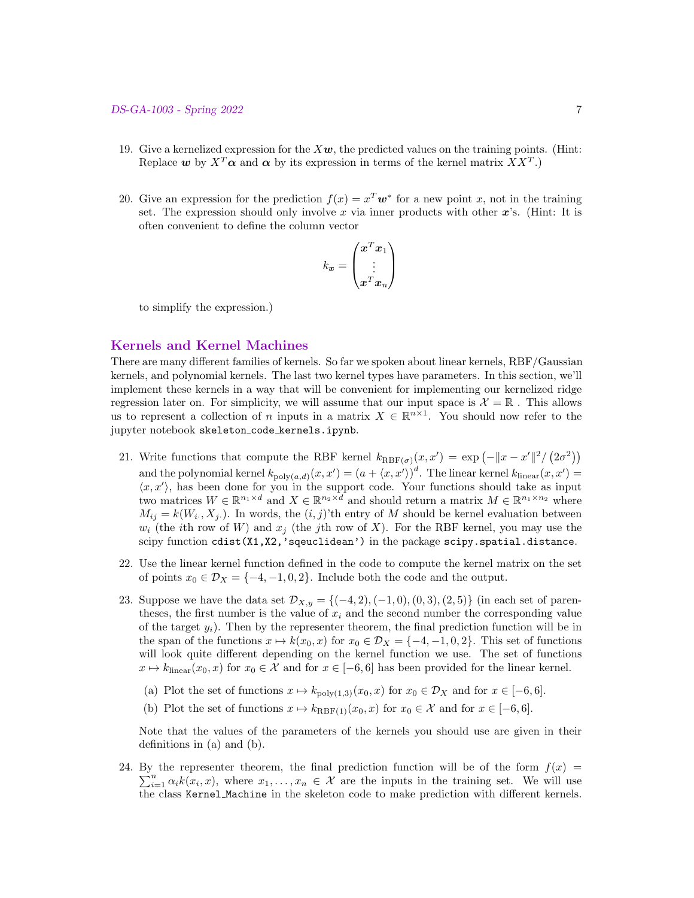19. Give a kernelized expression for the $X\boldsymbol{w}$, the predicted values on the training points. (Hint: Replace $\boldsymbol{w}$ by $X^T\boldsymbol{\alpha}$ and $\boldsymbol{\alpha}$ by its expression in terms of the kernel matrix $XX^T$.)

20. Give an expression for the prediction $f(x) = x^T\boldsymbol{w}^*$ for a new point $x$, not in the training set. The expression should only involve $x$ via inner products with other $\boldsymbol{x}$'s. (Hint: It is often convenient to define the column vector

$$k_{\boldsymbol{x}} = \begin{pmatrix} \boldsymbol{x}^T\boldsymbol{x}_1 \\ \vdots \\ \boldsymbol{x}^T\boldsymbol{x}_n \end{pmatrix}$$

to simplify the expression.)

## Kernels and Kernel Machines

There are many different families of kernels. So far we spoken about linear kernels, RBF/Gaussian kernels, and polynomial kernels. The last two kernel types have parameters. In this section, we'll implement these kernels in a way that will be convenient for implementing our kernelized ridge regression later on. For simplicity, we will assume that our input space is $\mathcal{X} = \mathbb{R}$ . This allows us to represent a collection of $n$ inputs in a matrix $X \in \mathbb{R}^{n\times 1}$. You should now refer to the jupyter notebook `skeleton_code_kernels.ipynb`.

21. Write functions that compute the RBF kernel $k_{\text{RBF}(\sigma)}(x,x') = \exp\left(-\|x-x'\|^2/\left(2\sigma^2\right)\right)$ and the polynomial kernel $k_{\text{poly}(a,d)}(x,x') = \left(a + \langle x, x'\rangle\right)^d$. The linear kernel $k_{\text{linear}}(x,x') = \langle x, x'\rangle$, has been done for you in the support code. Your functions should take as input two matrices $W \in \mathbb{R}^{n_1\times d}$ and $X \in \mathbb{R}^{n_2\times d}$ and should return a matrix $M \in \mathbb{R}^{n_1\times n_2}$ where $M_{ij} = k(W_{i\cdot}, X_{j\cdot})$. In words, the $(i,j)$'th entry of $M$ should be kernel evaluation between $w_i$ (the $i$th row of $W$) and $x_j$ (the $j$th row of $X$). For the RBF kernel, you may use the scipy function `cdist(X1,X2,'sqeuclidean')` in the package `scipy.spatial.distance`.

22. Use the linear kernel function defined in the code to compute the kernel matrix on the set of points $x_0 \in \mathcal{D}_X = \{-4,-1,0,2\}$. Include both the code and the output.

23. Suppose we have the data set $\mathcal{D}_{X,y} = \{(-4,2),(-1,0),(0,3),(2,5)\}$ (in each set of parentheses, the first number is the value of $x_i$ and the second number the corresponding value of the target $y_i$). Then by the representer theorem, the final prediction function will be in the span of the functions $x \mapsto k(x_0,x)$ for $x_0 \in \mathcal{D}_X = \{-4,-1,0,2\}$. This set of functions will look quite different depending on the kernel function we use. The set of functions $x \mapsto k_{\text{linear}}(x_0,x)$ for $x_0 \in \mathcal{X}$ and for $x \in [-6,6]$ has been provided for the linear kernel.

    (a) Plot the set of functions $x \mapsto k_{\text{poly}(1,3)}(x_0,x)$ for $x_0 \in \mathcal{D}_X$ and for $x \in [-6,6]$.

    (b) Plot the set of functions $x \mapsto k_{\text{RBF}(1)}(x_0,x)$ for $x_0 \in \mathcal{X}$ and for $x \in [-6,6]$.

    Note that the values of the parameters of the kernels you should use are given in their definitions in (a) and (b).

24. By the representer theorem, the final prediction function will be of the form $f(x) = \sum_{i=1}^{n}\alpha_i k(x_i,x)$, where $x_1,\ldots,x_n \in \mathcal{X}$ are the inputs in the training set. We will use the class `Kernel_Machine` in the skeleton code to make prediction with different kernels.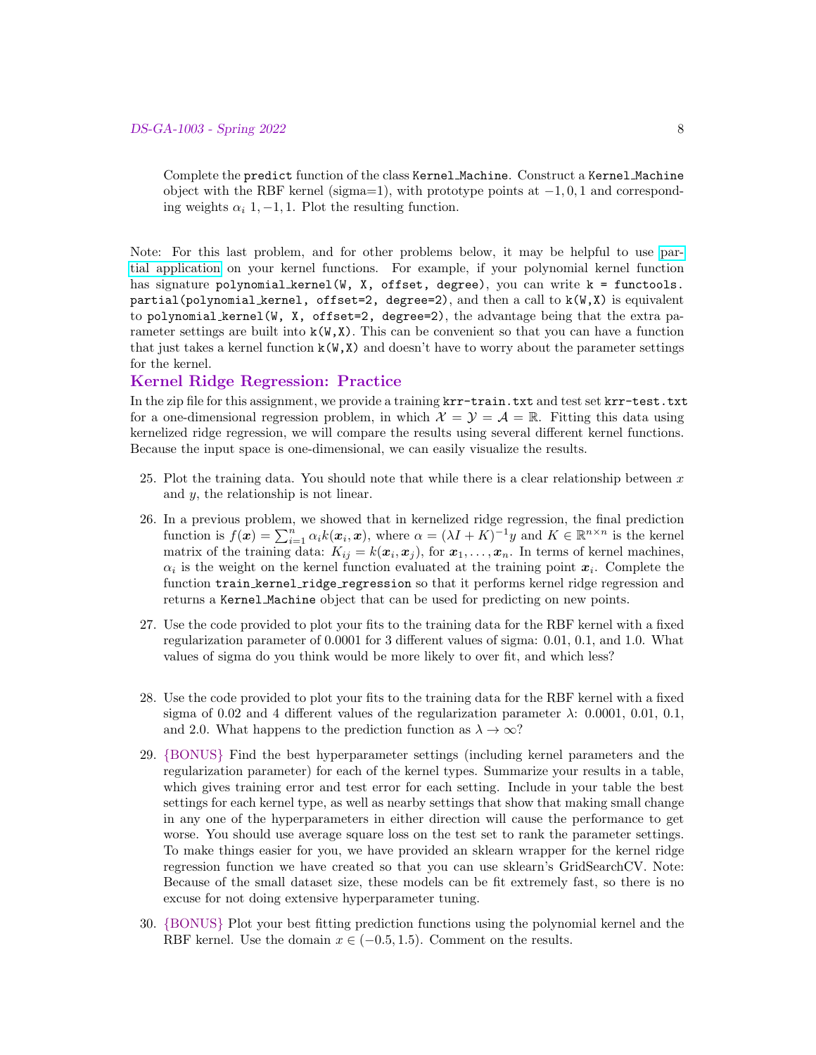Complete the `predict` function of the class `Kernel_Machine`. Construct a `Kernel_Machine` object with the RBF kernel (sigma=1), with prototype points at $-1, 0, 1$ and corresponding weights $\alpha_i$ $1, -1, 1$. Plot the resulting function.

Note: For this last problem, and for other problems below, it may be helpful to use partial application on your kernel functions. For example, if your polynomial kernel function has signature `polynomial_kernel(W, X, offset, degree)`, you can write `k = functools.partial(polynomial_kernel, offset=2, degree=2)`, and then a call to `k(W,X)` is equivalent to `polynomial_kernel(W, X, offset=2, degree=2)`, the advantage being that the extra parameter settings are built into `k(W,X)`. This can be convenient so that you can have a function that just takes a kernel function `k(W,X)` and doesn't have to worry about the parameter settings for the kernel.

## Kernel Ridge Regression: Practice

In the zip file for this assignment, we provide a training `krr-train.txt` and test set `krr-test.txt` for a one-dimensional regression problem, in which $\mathcal{X} = \mathcal{Y} = \mathcal{A} = \mathbb{R}$. Fitting this data using kernelized ridge regression, we will compare the results using several different kernel functions. Because the input space is one-dimensional, we can easily visualize the results.

25. Plot the training data. You should note that while there is a clear relationship between $x$ and $y$, the relationship is not linear.

26. In a previous problem, we showed that in kernelized ridge regression, the final prediction function is $f(\boldsymbol{x}) = \sum_{i=1}^{n} \alpha_i k(\boldsymbol{x}_i, \boldsymbol{x})$, where $\alpha = (\lambda I + K)^{-1} y$ and $K \in \mathbb{R}^{n \times n}$ is the kernel matrix of the training data: $K_{ij} = k(\boldsymbol{x}_i, \boldsymbol{x}_j)$, for $\boldsymbol{x}_1, \ldots, \boldsymbol{x}_n$. In terms of kernel machines, $\alpha_i$ is the weight on the kernel function evaluated at the training point $\boldsymbol{x}_i$. Complete the function `train_kernel_ridge_regression` so that it performs kernel ridge regression and returns a `Kernel_Machine` object that can be used for predicting on new points.

27. Use the code provided to plot your fits to the training data for the RBF kernel with a fixed regularization parameter of 0.0001 for 3 different values of sigma: 0.01, 0.1, and 1.0. What values of sigma do you think would be more likely to over fit, and which less?

28. Use the code provided to plot your fits to the training data for the RBF kernel with a fixed sigma of 0.02 and 4 different values of the regularization parameter $\lambda$: 0.0001, 0.01, 0.1, and 2.0. What happens to the prediction function as $\lambda \to \infty$?

29. {BONUS} Find the best hyperparameter settings (including kernel parameters and the regularization parameter) for each of the kernel types. Summarize your results in a table, which gives training error and test error for each setting. Include in your table the best settings for each kernel type, as well as nearby settings that show that making small change in any one of the hyperparameters in either direction will cause the performance to get worse. You should use average square loss on the test set to rank the parameter settings. To make things easier for you, we have provided an sklearn wrapper for the kernel ridge regression function we have created so that you can use sklearn's GridSearchCV. Note: Because of the small dataset size, these models can be fit extremely fast, so there is no excuse for not doing extensive hyperparameter tuning.

30. {BONUS} Plot your best fitting prediction functions using the polynomial kernel and the RBF kernel. Use the domain $x \in (-0.5, 1.5)$. Comment on the results.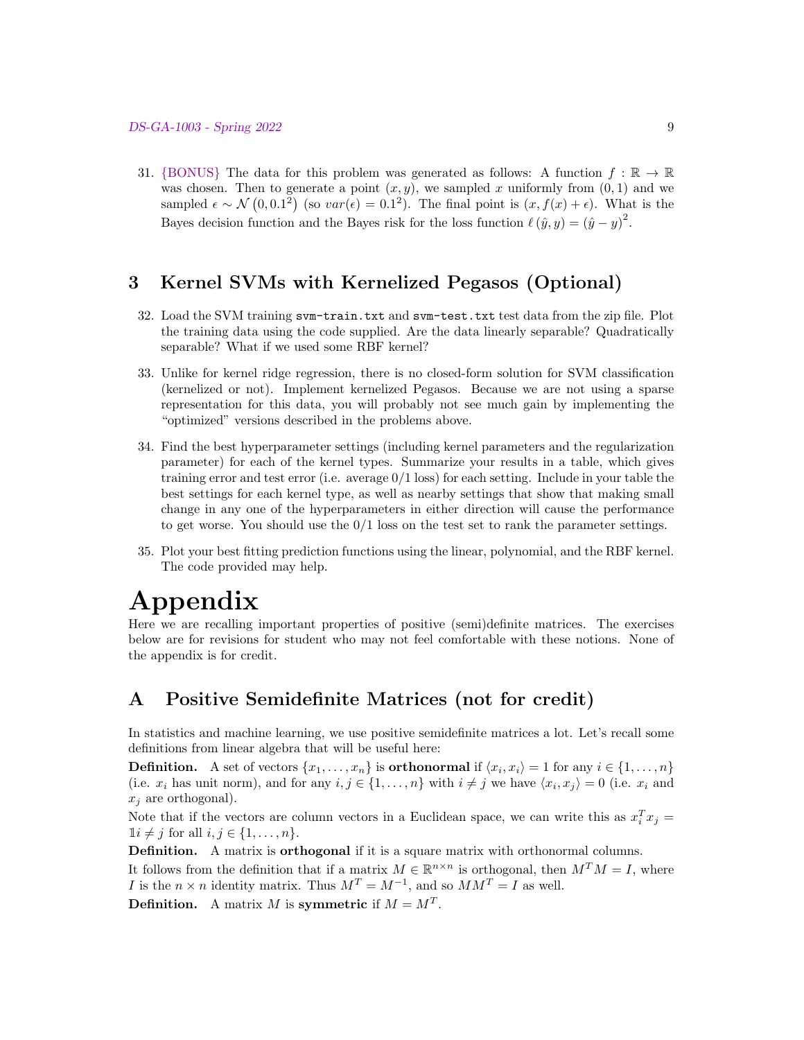31. {BONUS} The data for this problem was generated as follows: A function $f : \mathbb{R} \to \mathbb{R}$ was chosen. Then to generate a point $(x, y)$, we sampled $x$ uniformly from $(0, 1)$ and we sampled $\epsilon \sim \mathcal{N}\left(0, 0.1^2\right)$ (so $var(\epsilon) = 0.1^2$). The final point is $(x, f(x) + \epsilon)$. What is the Bayes decision function and the Bayes risk for the loss function $\ell\left(\hat{y}, y\right) = \left(\hat{y} - y\right)^2$.

## 3 Kernel SVMs with Kernelized Pegasos (Optional)

32. Load the SVM training `svm-train.txt` and `svm-test.txt` test data from the zip file. Plot the training data using the code supplied. Are the data linearly separable? Quadratically separable? What if we used some RBF kernel?

33. Unlike for kernel ridge regression, there is no closed-form solution for SVM classification (kernelized or not). Implement kernelized Pegasos. Because we are not using a sparse representation for this data, you will probably not see much gain by implementing the "optimized" versions described in the problems above.

34. Find the best hyperparameter settings (including kernel parameters and the regularization parameter) for each of the kernel types. Summarize your results in a table, which gives training error and test error (i.e. average 0/1 loss) for each setting. Include in your table the best settings for each kernel type, as well as nearby settings that show that making small change in any one of the hyperparameters in either direction will cause the performance to get worse. You should use the 0/1 loss on the test set to rank the parameter settings.

35. Plot your best fitting prediction functions using the linear, polynomial, and the RBF kernel. The code provided may help.

# Appendix

Here we are recalling important properties of positive (semi)definite matrices. The exercises below are for revisions for student who may not feel comfortable with these notions. None of the appendix is for credit.

## A Positive Semidefinite Matrices (not for credit)

In statistics and machine learning, we use positive semidefinite matrices a lot. Let's recall some definitions from linear algebra that will be useful here:

**Definition.** A set of vectors $\{x_1, \ldots, x_n\}$ is **orthonormal** if $\langle x_i, x_i \rangle = 1$ for any $i \in \{1, \ldots, n\}$ (i.e. $x_i$ has unit norm), and for any $i, j \in \{1, \ldots, n\}$ with $i \neq j$ we have $\langle x_i, x_j \rangle = 0$ (i.e. $x_i$ and $x_j$ are orthogonal).

Note that if the vectors are column vectors in a Euclidean space, we can write this as $x_i^T x_j = \mathbb{1}i \neq j$ for all $i, j \in \{1, \ldots, n\}$.

**Definition.** A matrix is **orthogonal** if it is a square matrix with orthonormal columns.

It follows from the definition that if a matrix $M \in \mathbb{R}^{n \times n}$ is orthogonal, then $M^T M = I$, where $I$ is the $n \times n$ identity matrix. Thus $M^T = M^{-1}$, and so $MM^T = I$ as well.

**Definition.** A matrix $M$ is **symmetric** if $M = M^T$.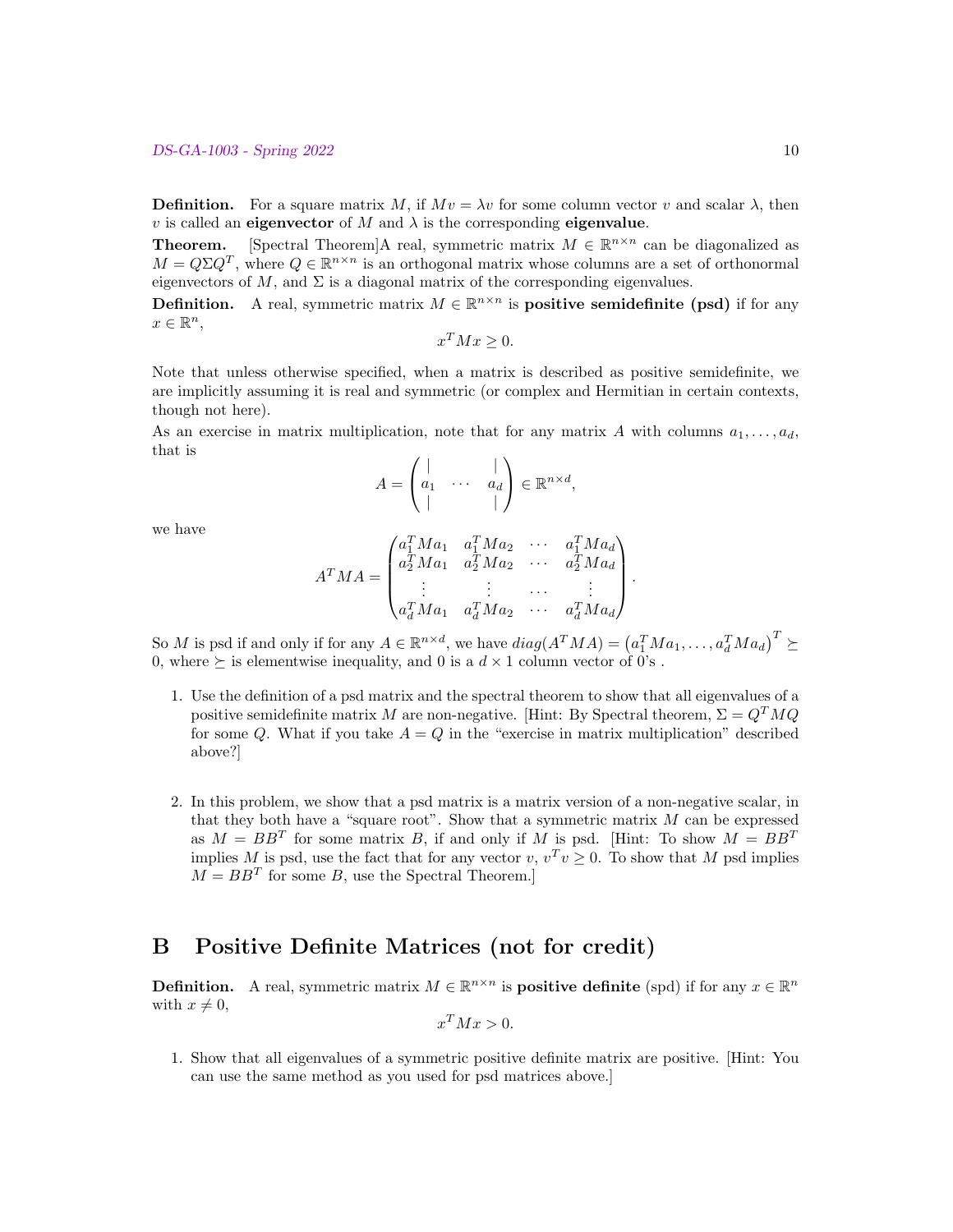**Definition.** For a square matrix $M$, if $Mv = \lambda v$ for some column vector $v$ and scalar $\lambda$, then $v$ is called an **eigenvector** of $M$ and $\lambda$ is the corresponding **eigenvalue**.

**Theorem.** [Spectral Theorem]A real, symmetric matrix $M \in \mathbb{R}^{n \times n}$ can be diagonalized as $M = Q\Sigma Q^T$, where $Q \in \mathbb{R}^{n \times n}$ is an orthogonal matrix whose columns are a set of orthonormal eigenvectors of $M$, and $\Sigma$ is a diagonal matrix of the corresponding eigenvalues.

**Definition.** A real, symmetric matrix $M \in \mathbb{R}^{n \times n}$ is **positive semidefinite (psd)** if for any $x \in \mathbb{R}^n$,

$$x^T M x \geq 0.$$

Note that unless otherwise specified, when a matrix is described as positive semidefinite, we are implicitly assuming it is real and symmetric (or complex and Hermitian in certain contexts, though not here).

As an exercise in matrix multiplication, note that for any matrix $A$ with columns $a_1, \ldots, a_d$, that is

$$A = \begin{pmatrix} | & & | \\ a_1 & \cdots & a_d \\ | & & | \end{pmatrix} \in \mathbb{R}^{n \times d},$$

we have

$$A^T M A = \begin{pmatrix} a_1^T M a_1 & a_1^T M a_2 & \cdots & a_1^T M a_d \\ a_2^T M a_1 & a_2^T M a_2 & \cdots & a_2^T M a_d \\ \vdots & \vdots & \cdots & \vdots \\ a_d^T M a_1 & a_d^T M a_2 & \cdots & a_d^T M a_d \end{pmatrix}.$$

So $M$ is psd if and only if for any $A \in \mathbb{R}^{n \times d}$, we have $diag(A^T M A) = \left(a_1^T M a_1, \ldots, a_d^T M a_d\right)^T \succeq 0$, where $\succeq$ is elementwise inequality, and $0$ is a $d \times 1$ column vector of 0's .

1. Use the definition of a psd matrix and the spectral theorem to show that all eigenvalues of a positive semidefinite matrix $M$ are non-negative. [Hint: By Spectral theorem, $\Sigma = Q^T M Q$ for some $Q$. What if you take $A = Q$ in the "exercise in matrix multiplication" described above?]

2. In this problem, we show that a psd matrix is a matrix version of a non-negative scalar, in that they both have a "square root". Show that a symmetric matrix $M$ can be expressed as $M = BB^T$ for some matrix $B$, if and only if $M$ is psd. [Hint: To show $M = BB^T$ implies $M$ is psd, use the fact that for any vector $v$, $v^T v \geq 0$. To show that $M$ psd implies $M = BB^T$ for some $B$, use the Spectral Theorem.]

# B Positive Definite Matrices (not for credit)

**Definition.** A real, symmetric matrix $M \in \mathbb{R}^{n \times n}$ is **positive definite** (spd) if for any $x \in \mathbb{R}^n$ with $x \neq 0$,

$$x^T M x > 0.$$

1. Show that all eigenvalues of a symmetric positive definite matrix are positive. [Hint: You can use the same method as you used for psd matrices above.]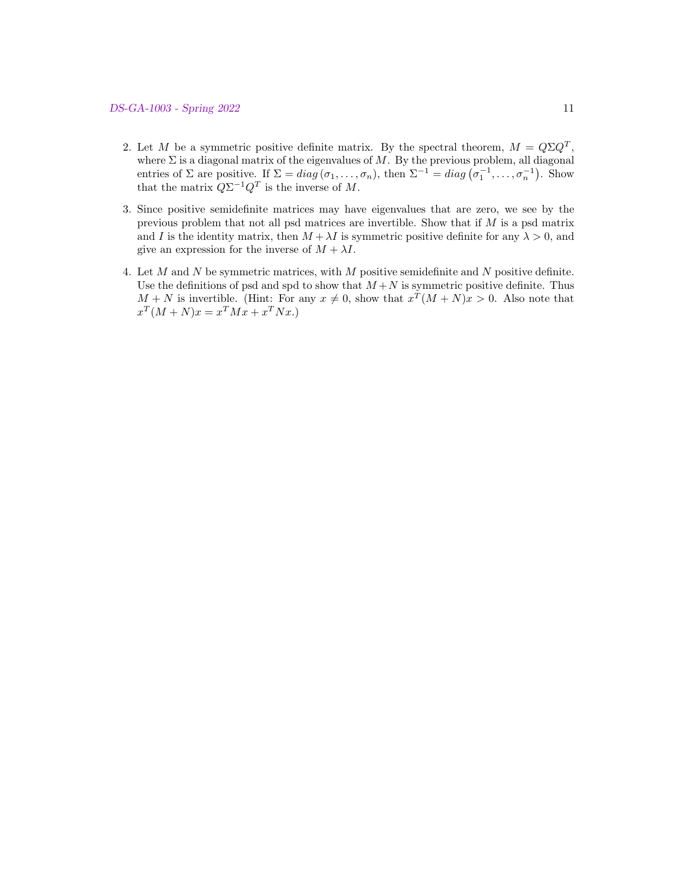2. Let $M$ be a symmetric positive definite matrix. By the spectral theorem, $M = Q\Sigma Q^T$, where $\Sigma$ is a diagonal matrix of the eigenvalues of $M$. By the previous problem, all diagonal entries of $\Sigma$ are positive. If $\Sigma = diag\left(\sigma_1, \ldots, \sigma_n\right)$, then $\Sigma^{-1} = diag\left(\sigma_1^{-1}, \ldots, \sigma_n^{-1}\right)$. Show that the matrix $Q\Sigma^{-1}Q^T$ is the inverse of $M$.

3. Since positive semidefinite matrices may have eigenvalues that are zero, we see by the previous problem that not all psd matrices are invertible. Show that if $M$ is a psd matrix and $I$ is the identity matrix, then $M + \lambda I$ is symmetric positive definite for any $\lambda > 0$, and give an expression for the inverse of $M + \lambda I$.

4. Let $M$ and $N$ be symmetric matrices, with $M$ positive semidefinite and $N$ positive definite. Use the definitions of psd and spd to show that $M + N$ is symmetric positive definite. Thus $M + N$ is invertible. (Hint: For any $x \neq 0$, show that $x^T(M + N)x > 0$. Also note that $x^T(M + N)x = x^T Mx + x^T Nx$.)